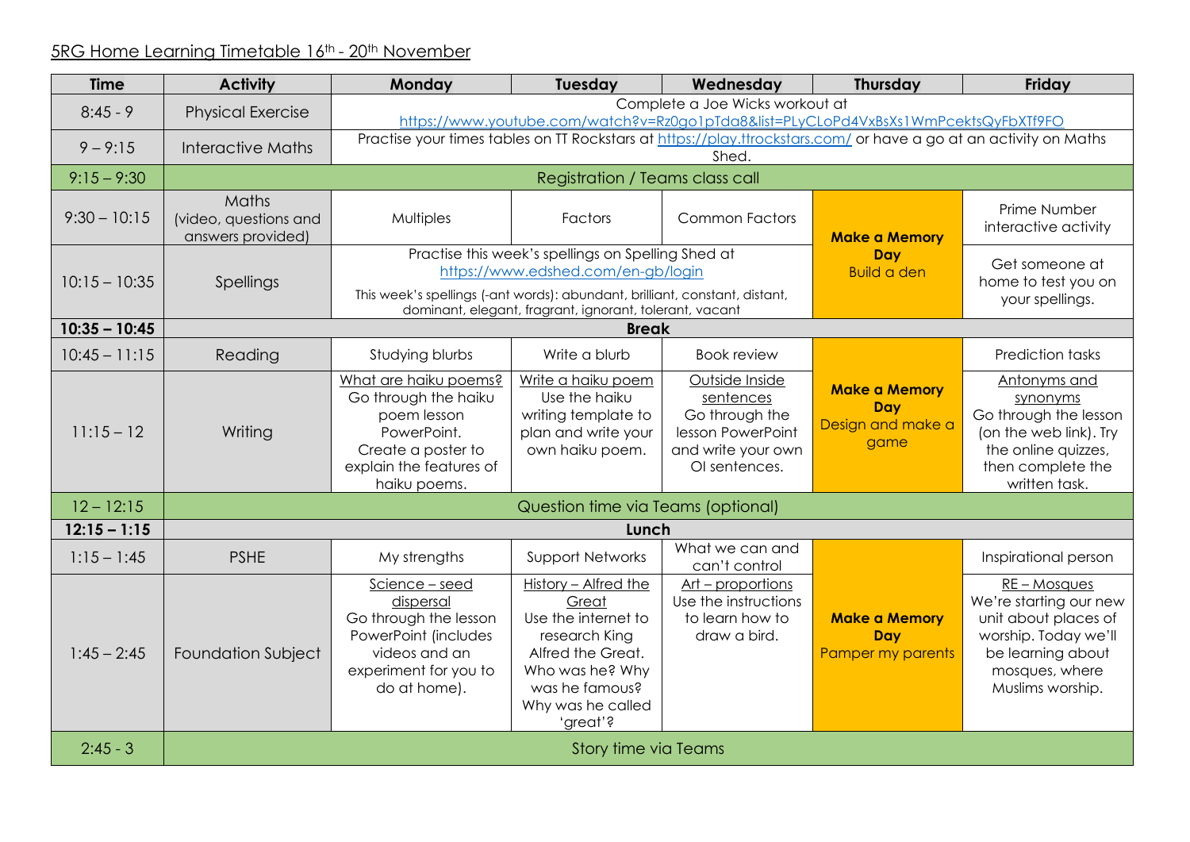5RG Home Learning Timetable 16th - 20th November

| Time | Activity | Monday | Tuesday | Wednesday | Thursday | Friday |
|---|---|---|---|---|---|---|
| 8:45 - 9 | Physical Exercise | Complete a Joe Wicks workout at https://www.youtube.com/watch?v=Rz0go1pTda8&list=PLyCLoPd4VxBsXs1WmPcektsQyFbXTf9FO | | | | |
| 9 – 9:15 | Interactive Maths | Practise your times tables on TT Rockstars at https://play.ttrockstars.com/ or have a go at an activity on Maths Shed. | | | | |
| 9:15 – 9:30 | Registration / Teams class call | | | | | |
| 9:30 – 10:15 | Maths (video, questions and answers provided) | Multiples | Factors | Common Factors | **Make a Memory Day** Build a den | Prime Number interactive activity |
| 10:15 – 10:35 | Spellings | Practise this week's spellings on Spelling Shed at https://www.edshed.com/en-gb/login This week's spellings (-ant words): abundant, brilliant, constant, distant, dominant, elegant, fragrant, ignorant, tolerant, vacant | | | | Get someone at home to test you on your spellings. |
| **10:35 – 10:45** | **Break** | | | | | |
| 10:45 – 11:15 | Reading | Studying blurbs | Write a blurb | Book review | **Make a Memory Day** Design and make a game | Prediction tasks |
| 11:15 – 12 | Writing | What are haiku poems? Go through the haiku poem lesson PowerPoint. Create a poster to explain the features of haiku poems. | Write a haiku poem Use the haiku writing template to plan and write your own haiku poem. | Outside Inside sentences Go through the lesson PowerPoint and write your own OI sentences. | | Antonyms and synonyms Go through the lesson (on the web link). Try the online quizzes, then complete the written task. |
| 12 – 12:15 | Question time via Teams (optional) | | | | | |
| **12:15 – 1:15** | **Lunch** | | | | | |
| 1:15 – 1:45 | PSHE | My strengths | Support Networks | What we can and can't control | **Make a Memory Day** Pamper my parents | Inspirational person |
| 1:45 – 2:45 | Foundation Subject | Science – seed dispersal Go through the lesson PowerPoint (includes videos and an experiment for you to do at home). | History – Alfred the Great Use the internet to research King Alfred the Great. Who was he? Why was he famous? Why was he called 'great'? | Art – proportions Use the instructions to learn how to draw a bird. | | RE – Mosques We're starting our new unit about places of worship. Today we'll be learning about mosques, where Muslims worship. |
| 2:45 - 3 | Story time via Teams | | | | | |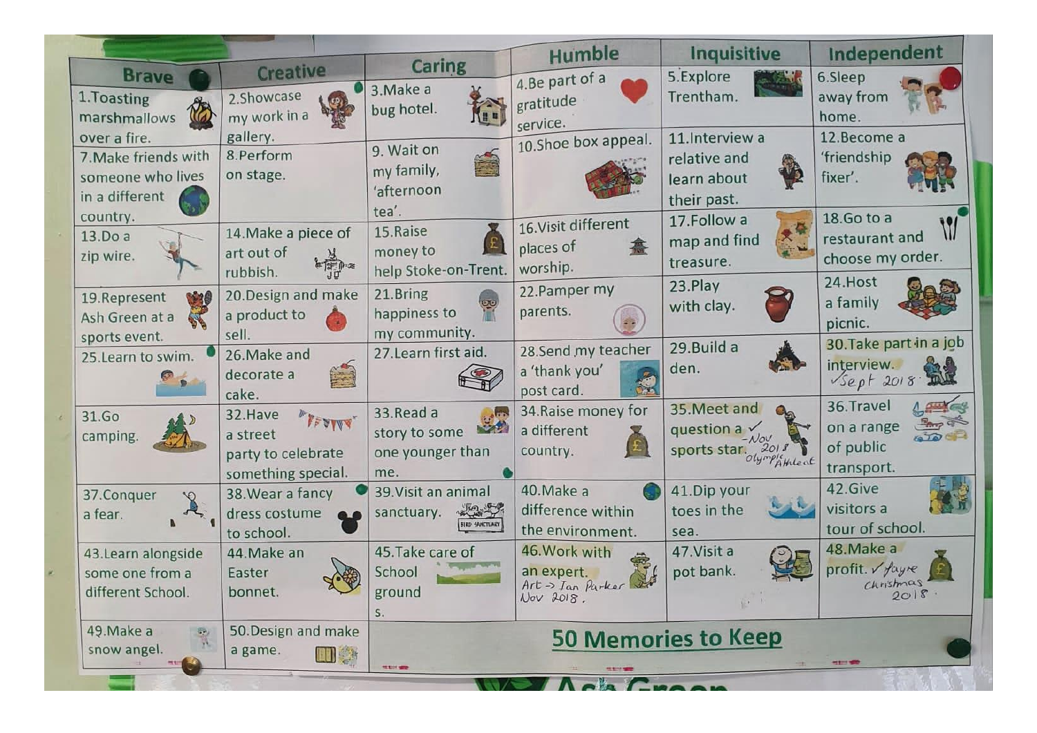| Brave | Creative | Caring | Humble | Inquisitive | Independent |
|---|---|---|---|---|---|
| 1.Toasting marshmallows over a fire. | 2.Showcase my work in a gallery. | 3.Make a bug hotel. | 4.Be part of a gratitude service. | 5.Explore Trentham. | 6.Sleep away from home. |
| 7.Make friends with someone who lives in a different country. | 8.Perform on stage. | 9. Wait on my family, 'afternoon tea'. | 10.Shoe box appeal. | 11.Interview a relative and learn about their past. | 12.Become a 'friendship fixer'. |
| 13.Do a zip wire. | 14.Make a piece of art out of rubbish. | 15.Raise money to help Stoke-on-Trent. | 16.Visit different places of worship. | 17.Follow a map and find treasure. | 18.Go to a restaurant and choose my order. |
| 19.Represent Ash Green at a sports event. | 20.Design and make a product to sell. | 21.Bring happiness to my community. | 22.Pamper my parents. | 23.Play with clay. | 24.Host a family picnic. |
| 25.Learn to swim. | 26.Make and decorate a cake. | 27.Learn first aid. | 28.Send my teacher a 'thank you' post card. | 29.Build a den. | 30.Take part in a job interview. ✓Sept 2018 |
| 31.Go camping. | 32.Have a street party to celebrate something special. | 33.Read a story to some one younger than me. | 34.Raise money for a different country. | 35.Meet and question a sports star. ✓ Nov 2018 Olympic Athlete | 36.Travel on a range of public transport. |
| 37.Conquer a fear. | 38.Wear a fancy dress costume to school. | 39.Visit an animal sanctuary. | 40.Make a difference within the environment. | 41.Dip your toes in the sea. | 42.Give visitors a tour of school. |
| 43.Learn alongside some one from a different School. | 44.Make an Easter bonnet. | 45.Take care of School ground s. | 46.Work with an expert. Art -> Ian Parker Nov 2018. | 47.Visit a pot bank. | 48.Make a profit. ✓ Fayre Christmas 2018. |
| 49.Make a snow angel. | 50.Design and make a game. | | | | |

## 50 Memories to Keep